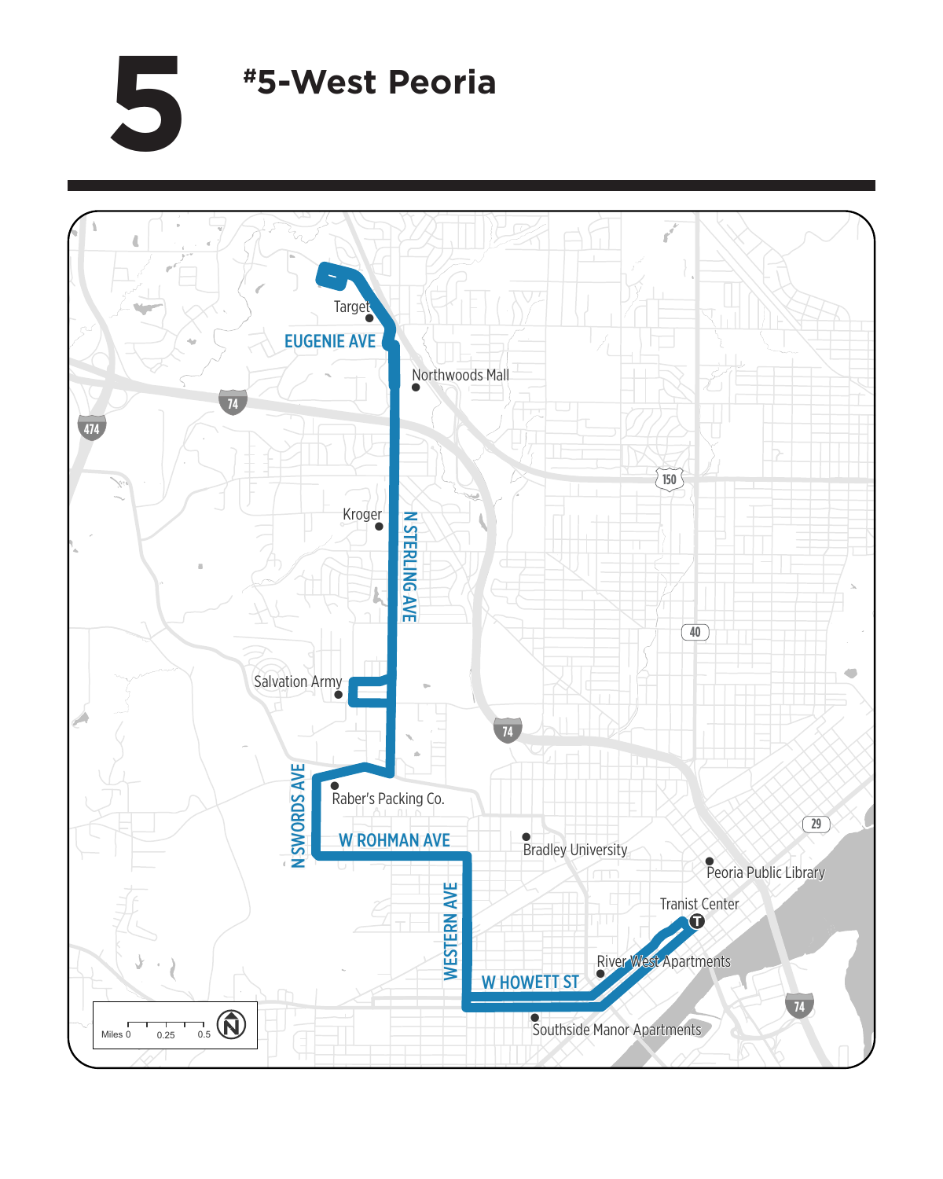# 5

## #5-West Peoria

Target

EUGENIE AVE

Northwoods Mall

74

474

150

Kroger

N STERLING AVE

40

Salvation Army

74

N SWORDS AVE

Raber's Packing Co.

W ROHMAN AVE

Bradley University

29

Peoria Public Library

Tranist Center

WESTERN AVE

River West Apartments

W HOWETT ST

74

Southside Manor Apartments

Miles 0 0.25 0.5

N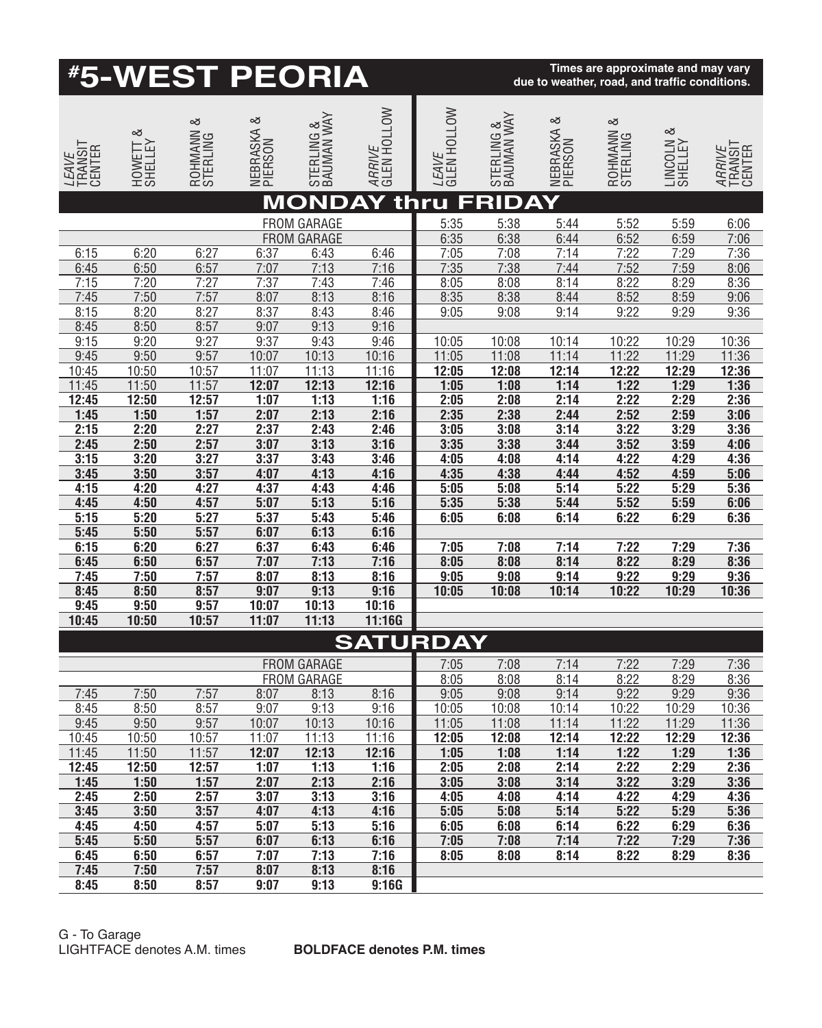# #5-WEST PEORIA

**Times are approximate and may vary due to weather, road, and traffic conditions.**

## MONDAY thru FRIDAY

| *LEAVE* TRANSIT CENTER | HOWETT & SHELLEY | ROHMANN & STERLING | NEBRASKA & PIERSON | STERLING & BAUMAN WAY | *ARRIVE* GLEN HOLLOW | *LEAVE* GLEN HOLLOW | STERLING & BAUMAN WAY | NEBRASKA & PIERSON | ROHMANN & STERLING | LINCOLN & SHELLEY | *ARRIVE* TRANSIT CENTER |
|---|---|---|---|---|---|---|---|---|---|---|---|
| | | | | FROM GARAGE | | 5:35 | 5:38 | 5:44 | 5:52 | 5:59 | 6:06 |
| | | | | FROM GARAGE | | 6:35 | 6:38 | 6:44 | 6:52 | 6:59 | 7:06 |
| 6:15 | 6:20 | 6:27 | 6:37 | 6:43 | 6:46 | 7:05 | 7:08 | 7:14 | 7:22 | 7:29 | 7:36 |
| 6:45 | 6:50 | 6:57 | 7:07 | 7:13 | 7:16 | 7:35 | 7:38 | 7:44 | 7:52 | 7:59 | 8:06 |
| 7:15 | 7:20 | 7:27 | 7:37 | 7:43 | 7:46 | 8:05 | 8:08 | 8:14 | 8:22 | 8:29 | 8:36 |
| 7:45 | 7:50 | 7:57 | 8:07 | 8:13 | 8:16 | 8:35 | 8:38 | 8:44 | 8:52 | 8:59 | 9:06 |
| 8:15 | 8:20 | 8:27 | 8:37 | 8:43 | 8:46 | 9:05 | 9:08 | 9:14 | 9:22 | 9:29 | 9:36 |
| 8:45 | 8:50 | 8:57 | 9:07 | 9:13 | 9:16 | | | | | | |
| 9:15 | 9:20 | 9:27 | 9:37 | 9:43 | 9:46 | 10:05 | 10:08 | 10:14 | 10:22 | 10:29 | 10:36 |
| 9:45 | 9:50 | 9:57 | 10:07 | 10:13 | 10:16 | 11:05 | 11:08 | 11:14 | 11:22 | 11:29 | 11:36 |
| 10:45 | 10:50 | 10:57 | 11:07 | 11:13 | 11:16 | **12:05** | **12:08** | **12:14** | **12:22** | **12:29** | **12:36** |
| 11:45 | 11:50 | 11:57 | **12:07** | **12:13** | **12:16** | **1:05** | **1:08** | **1:14** | **1:22** | **1:29** | **1:36** |
| **12:45** | **12:50** | **12:57** | **1:07** | **1:13** | **1:16** | **2:05** | **2:08** | **2:14** | **2:22** | **2:29** | **2:36** |
| **1:45** | **1:50** | **1:57** | **2:07** | **2:13** | **2:16** | **2:35** | **2:38** | **2:44** | **2:52** | **2:59** | **3:06** |
| **2:15** | **2:20** | **2:27** | **2:37** | **2:43** | **2:46** | **3:05** | **3:08** | **3:14** | **3:22** | **3:29** | **3:36** |
| **2:45** | **2:50** | **2:57** | **3:07** | **3:13** | **3:16** | **3:35** | **3:38** | **3:44** | **3:52** | **3:59** | **4:06** |
| **3:15** | **3:20** | **3:27** | **3:37** | **3:43** | **3:46** | **4:05** | **4:08** | **4:14** | **4:22** | **4:29** | **4:36** |
| **3:45** | **3:50** | **3:57** | **4:07** | **4:13** | **4:16** | **4:35** | **4:38** | **4:44** | **4:52** | **4:59** | **5:06** |
| **4:15** | **4:20** | **4:27** | **4:37** | **4:43** | **4:46** | **5:05** | **5:08** | **5:14** | **5:22** | **5:29** | **5:36** |
| **4:45** | **4:50** | **4:57** | **5:07** | **5:13** | **5:16** | **5:35** | **5:38** | **5:44** | **5:52** | **5:59** | **6:06** |
| **5:15** | **5:20** | **5:27** | **5:37** | **5:43** | **5:46** | **6:05** | **6:08** | **6:14** | **6:22** | **6:29** | **6:36** |
| **5:45** | **5:50** | **5:57** | **6:07** | **6:13** | **6:16** | | | | | | |
| **6:15** | **6:20** | **6:27** | **6:37** | **6:43** | **6:46** | **7:05** | **7:08** | **7:14** | **7:22** | **7:29** | **7:36** |
| **6:45** | **6:50** | **6:57** | **7:07** | **7:13** | **7:16** | **8:05** | **8:08** | **8:14** | **8:22** | **8:29** | **8:36** |
| **7:45** | **7:50** | **7:57** | **8:07** | **8:13** | **8:16** | **9:05** | **9:08** | **9:14** | **9:22** | **9:29** | **9:36** |
| **8:45** | **8:50** | **8:57** | **9:07** | **9:13** | **9:16** | **10:05** | **10:08** | **10:14** | **10:22** | **10:29** | **10:36** |
| **9:45** | **9:50** | **9:57** | **10:07** | **10:13** | **10:16** | | | | | | |
| **10:45** | **10:50** | **10:57** | **11:07** | **11:13** | **11:16G** | | | | | | |

## SATURDAY

| *LEAVE* TRANSIT CENTER | HOWETT & SHELLEY | ROHMANN & STERLING | NEBRASKA & PIERSON | STERLING & BAUMAN WAY | *ARRIVE* GLEN HOLLOW | *LEAVE* GLEN HOLLOW | STERLING & BAUMAN WAY | NEBRASKA & PIERSON | ROHMANN & STERLING | LINCOLN & SHELLEY | *ARRIVE* TRANSIT CENTER |
|---|---|---|---|---|---|---|---|---|---|---|---|
| | | | | FROM GARAGE | | 7:05 | 7:08 | 7:14 | 7:22 | 7:29 | 7:36 |
| | | | | FROM GARAGE | | 8:05 | 8:08 | 8:14 | 8:22 | 8:29 | 8:36 |
| 7:45 | 7:50 | 7:57 | 8:07 | 8:13 | 8:16 | 9:05 | 9:08 | 9:14 | 9:22 | 9:29 | 9:36 |
| 8:45 | 8:50 | 8:57 | 9:07 | 9:13 | 9:16 | 10:05 | 10:08 | 10:14 | 10:22 | 10:29 | 10:36 |
| 9:45 | 9:50 | 9:57 | 10:07 | 10:13 | 10:16 | 11:05 | 11:08 | 11:14 | 11:22 | 11:29 | 11:36 |
| 10:45 | 10:50 | 10:57 | 11:07 | 11:13 | 11:16 | **12:05** | **12:08** | **12:14** | **12:22** | **12:29** | **12:36** |
| 11:45 | 11:50 | 11:57 | **12:07** | **12:13** | **12:16** | **1:05** | **1:08** | **1:14** | **1:22** | **1:29** | **1:36** |
| **12:45** | **12:50** | **12:57** | **1:07** | **1:13** | **1:16** | **2:05** | **2:08** | **2:14** | **2:22** | **2:29** | **2:36** |
| **1:45** | **1:50** | **1:57** | **2:07** | **2:13** | **2:16** | **3:05** | **3:08** | **3:14** | **3:22** | **3:29** | **3:36** |
| **2:45** | **2:50** | **2:57** | **3:07** | **3:13** | **3:16** | **4:05** | **4:08** | **4:14** | **4:22** | **4:29** | **4:36** |
| **3:45** | **3:50** | **3:57** | **4:07** | **4:13** | **4:16** | **5:05** | **5:08** | **5:14** | **5:22** | **5:29** | **5:36** |
| **4:45** | **4:50** | **4:57** | **5:07** | **5:13** | **5:16** | **6:05** | **6:08** | **6:14** | **6:22** | **6:29** | **6:36** |
| **5:45** | **5:50** | **5:57** | **6:07** | **6:13** | **6:16** | **7:05** | **7:08** | **7:14** | **7:22** | **7:29** | **7:36** |
| **6:45** | **6:50** | **6:57** | **7:07** | **7:13** | **7:16** | **8:05** | **8:08** | **8:14** | **8:22** | **8:29** | **8:36** |
| **7:45** | **7:50** | **7:57** | **8:07** | **8:13** | **8:16** | | | | | | |
| **8:45** | **8:50** | **8:57** | **9:07** | **9:13** | **9:16G** | | | | | | |

G - To Garage
LIGHTFACE denotes A.M. times **BOLDFACE denotes P.M. times**